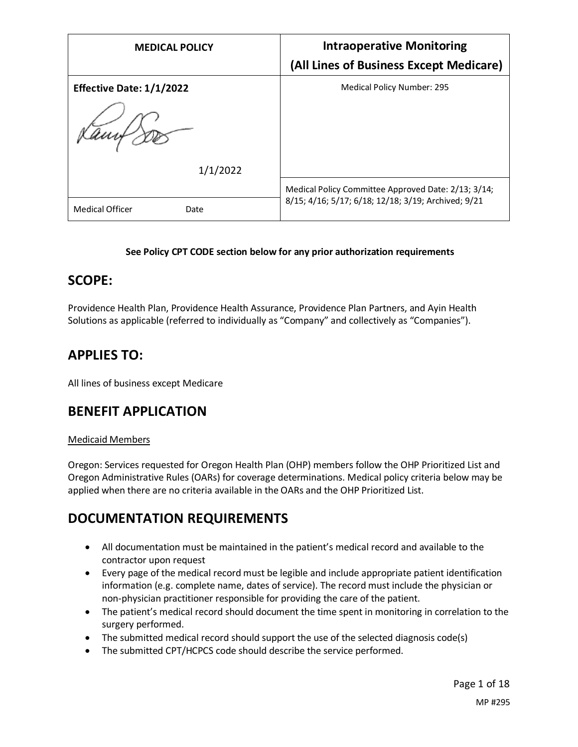| MEDICAL POLICY | Intraoperative Monitoring (All Lines of Business Except Medicare) |
| --- | --- |
| Effective Date: 1/1/2022 | Medical Policy Number: 295 |
| 1/1/2022 | Medical Policy Committee Approved Date: 2/13; 3/14; 8/15; 4/16; 5/17; 6/18; 12/18; 3/19; Archived; 9/21 |
| Medical Officer          Date | |

**See Policy CPT CODE section below for any prior authorization requirements**

## SCOPE:

Providence Health Plan, Providence Health Assurance, Providence Plan Partners, and Ayin Health Solutions as applicable (referred to individually as "Company" and collectively as "Companies").

## APPLIES TO:

All lines of business except Medicare

## BENEFIT APPLICATION

Medicaid Members

Oregon: Services requested for Oregon Health Plan (OHP) members follow the OHP Prioritized List and Oregon Administrative Rules (OARs) for coverage determinations. Medical policy criteria below may be applied when there are no criteria available in the OARs and the OHP Prioritized List.

## DOCUMENTATION REQUIREMENTS

- All documentation must be maintained in the patient's medical record and available to the contractor upon request
- Every page of the medical record must be legible and include appropriate patient identification information (e.g. complete name, dates of service). The record must include the physician or non-physician practitioner responsible for providing the care of the patient.
- The patient's medical record should document the time spent in monitoring in correlation to the surgery performed.
- The submitted medical record should support the use of the selected diagnosis code(s)
- The submitted CPT/HCPCS code should describe the service performed.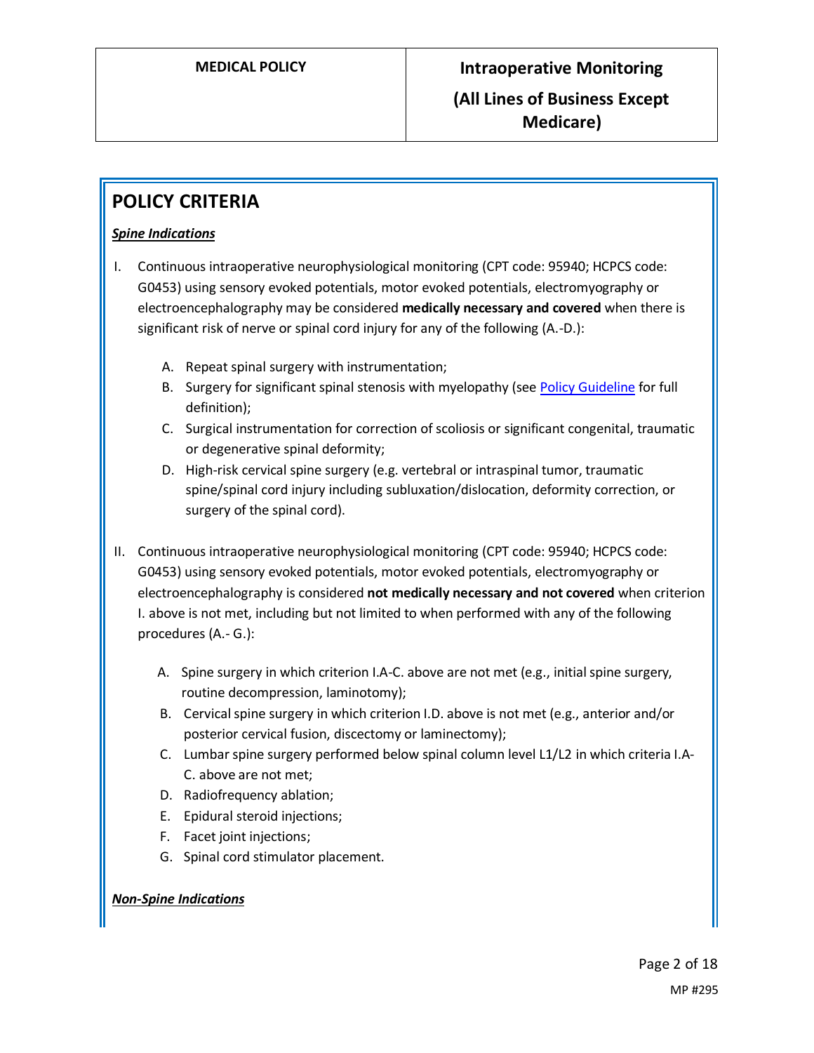## POLICY CRITERIA

***Spine Indications***

I. Continuous intraoperative neurophysiological monitoring (CPT code: 95940; HCPCS code: G0453) using sensory evoked potentials, motor evoked potentials, electromyography or electroencephalography may be considered **medically necessary and covered** when there is significant risk of nerve or spinal cord injury for any of the following (A.-D.):

   A. Repeat spinal surgery with instrumentation;
   B. Surgery for significant spinal stenosis with myelopathy (see Policy Guideline for full definition);
   C. Surgical instrumentation for correction of scoliosis or significant congenital, traumatic or degenerative spinal deformity;
   D. High-risk cervical spine surgery (e.g. vertebral or intraspinal tumor, traumatic spine/spinal cord injury including subluxation/dislocation, deformity correction, or surgery of the spinal cord).

II. Continuous intraoperative neurophysiological monitoring (CPT code: 95940; HCPCS code: G0453) using sensory evoked potentials, motor evoked potentials, electromyography or electroencephalography is considered **not medically necessary and not covered** when criterion I. above is not met, including but not limited to when performed with any of the following procedures (A.- G.):

   A. Spine surgery in which criterion I.A-C. above are not met (e.g., initial spine surgery, routine decompression, laminotomy);
   B. Cervical spine surgery in which criterion I.D. above is not met (e.g., anterior and/or posterior cervical fusion, discectomy or laminectomy);
   C. Lumbar spine surgery performed below spinal column level L1/L2 in which criteria I.A-C. above are not met;
   D. Radiofrequency ablation;
   E. Epidural steroid injections;
   F. Facet joint injections;
   G. Spinal cord stimulator placement.

***Non-Spine Indications***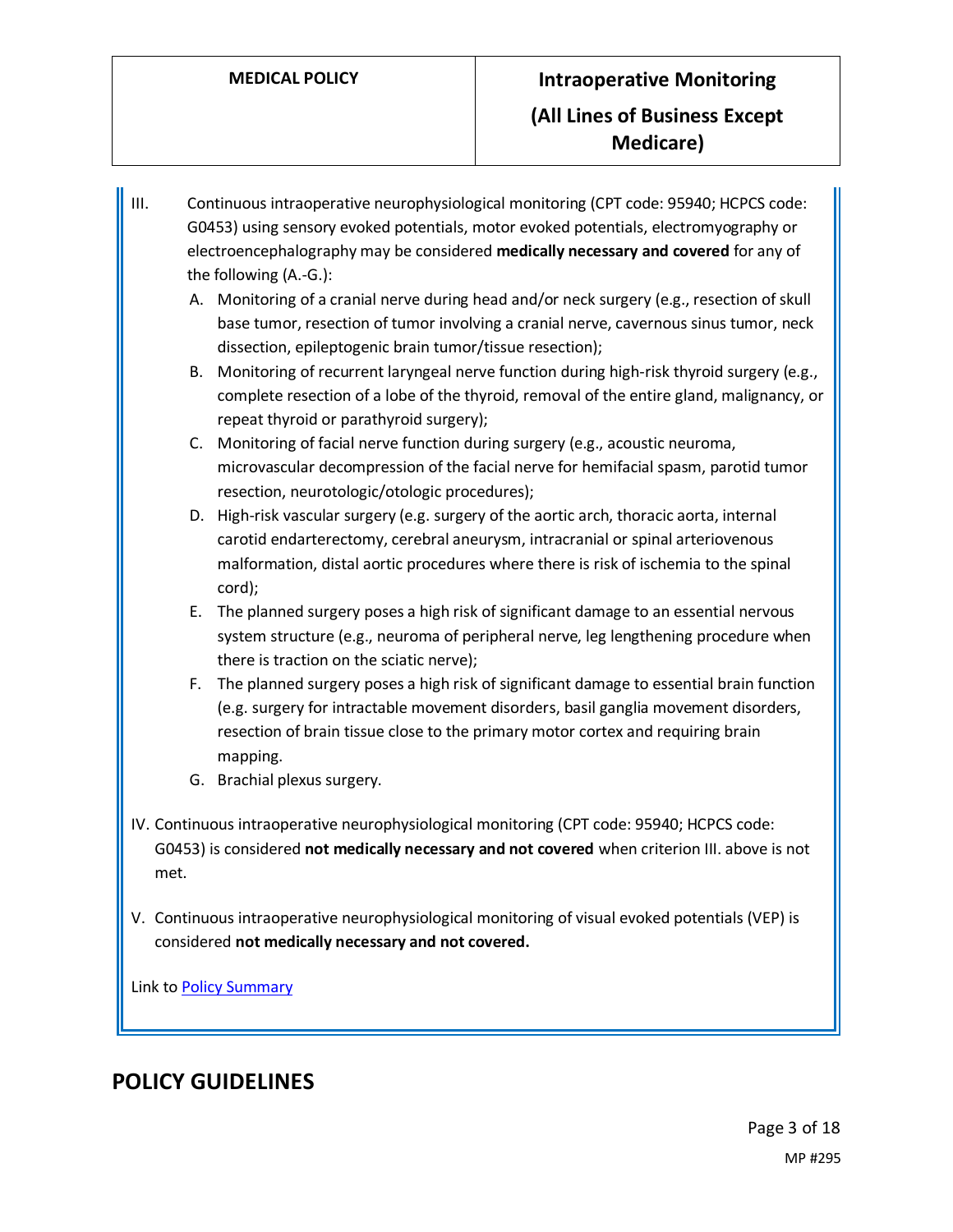III. Continuous intraoperative neurophysiological monitoring (CPT code: 95940; HCPCS code: G0453) using sensory evoked potentials, motor evoked potentials, electromyography or electroencephalography may be considered **medically necessary and covered** for any of the following (A.-G.):

   A. Monitoring of a cranial nerve during head and/or neck surgery (e.g., resection of skull base tumor, resection of tumor involving a cranial nerve, cavernous sinus tumor, neck dissection, epileptogenic brain tumor/tissue resection);
   B. Monitoring of recurrent laryngeal nerve function during high-risk thyroid surgery (e.g., complete resection of a lobe of the thyroid, removal of the entire gland, malignancy, or repeat thyroid or parathyroid surgery);
   C. Monitoring of facial nerve function during surgery (e.g., acoustic neuroma, microvascular decompression of the facial nerve for hemifacial spasm, parotid tumor resection, neurotologic/otologic procedures);
   D. High-risk vascular surgery (e.g. surgery of the aortic arch, thoracic aorta, internal carotid endarterectomy, cerebral aneurysm, intracranial or spinal arteriovenous malformation, distal aortic procedures where there is risk of ischemia to the spinal cord);
   E. The planned surgery poses a high risk of significant damage to an essential nervous system structure (e.g., neuroma of peripheral nerve, leg lengthening procedure when there is traction on the sciatic nerve);
   F. The planned surgery poses a high risk of significant damage to essential brain function (e.g. surgery for intractable movement disorders, basil ganglia movement disorders, resection of brain tissue close to the primary motor cortex and requiring brain mapping.
   G. Brachial plexus surgery.

IV. Continuous intraoperative neurophysiological monitoring (CPT code: 95940; HCPCS code: G0453) is considered **not medically necessary and not covered** when criterion III. above is not met.

V. Continuous intraoperative neurophysiological monitoring of visual evoked potentials (VEP) is considered **not medically necessary and not covered.**

Link to Policy Summary

## POLICY GUIDELINES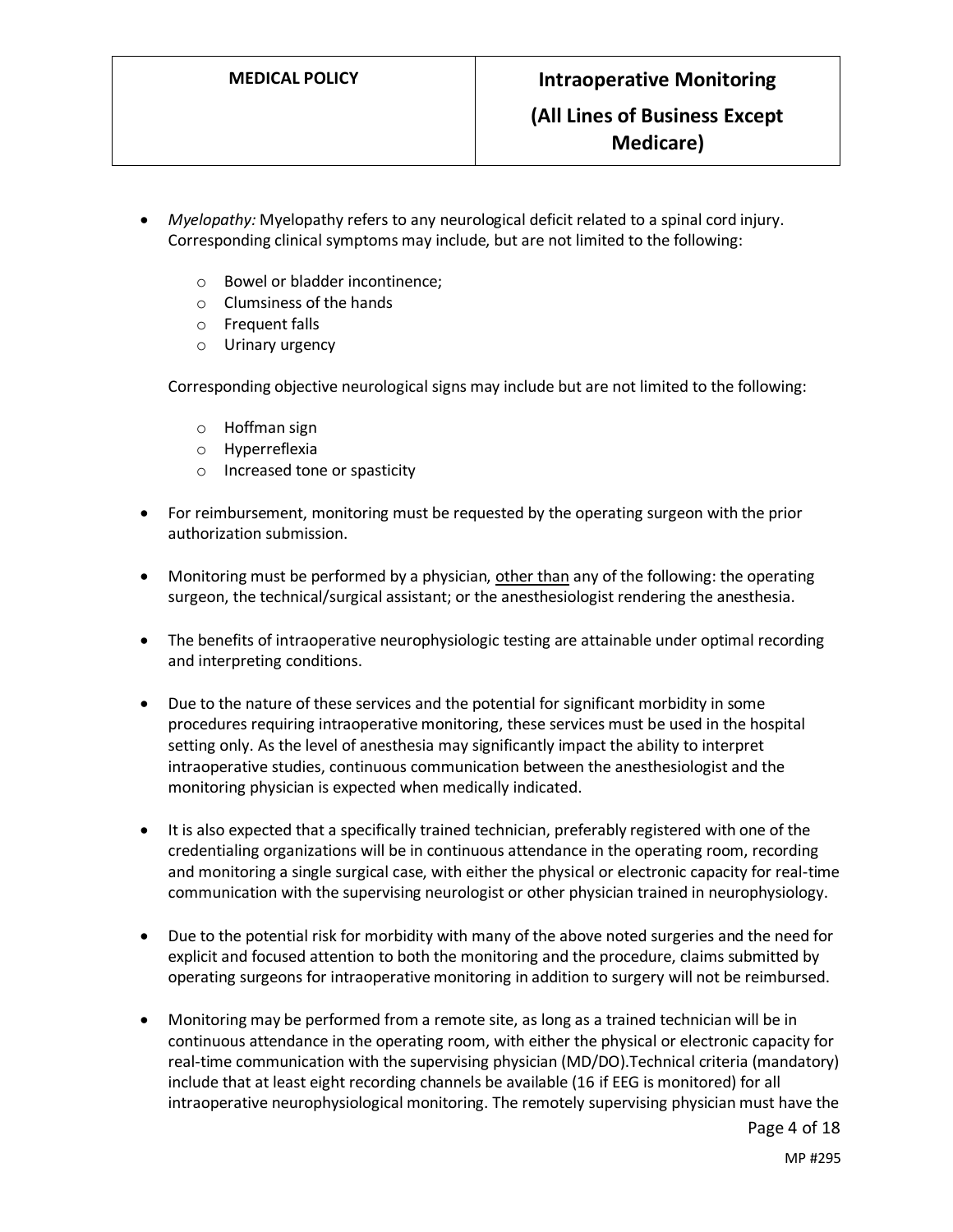- *Myelopathy:* Myelopathy refers to any neurological deficit related to a spinal cord injury. Corresponding clinical symptoms may include, but are not limited to the following:
    - Bowel or bladder incontinence;
    - Clumsiness of the hands
    - Frequent falls
    - Urinary urgency

  Corresponding objective neurological signs may include but are not limited to the following:

    - Hoffman sign
    - Hyperreflexia
    - Increased tone or spasticity

- For reimbursement, monitoring must be requested by the operating surgeon with the prior authorization submission.

- Monitoring must be performed by a physician, <u>other than</u> any of the following: the operating surgeon, the technical/surgical assistant; or the anesthesiologist rendering the anesthesia.

- The benefits of intraoperative neurophysiologic testing are attainable under optimal recording and interpreting conditions.

- Due to the nature of these services and the potential for significant morbidity in some procedures requiring intraoperative monitoring, these services must be used in the hospital setting only. As the level of anesthesia may significantly impact the ability to interpret intraoperative studies, continuous communication between the anesthesiologist and the monitoring physician is expected when medically indicated.

- It is also expected that a specifically trained technician, preferably registered with one of the credentialing organizations will be in continuous attendance in the operating room, recording and monitoring a single surgical case, with either the physical or electronic capacity for real-time communication with the supervising neurologist or other physician trained in neurophysiology.

- Due to the potential risk for morbidity with many of the above noted surgeries and the need for explicit and focused attention to both the monitoring and the procedure, claims submitted by operating surgeons for intraoperative monitoring in addition to surgery will not be reimbursed.

- Monitoring may be performed from a remote site, as long as a trained technician will be in continuous attendance in the operating room, with either the physical or electronic capacity for real-time communication with the supervising physician (MD/DO).Technical criteria (mandatory) include that at least eight recording channels be available (16 if EEG is monitored) for all intraoperative neurophysiological monitoring. The remotely supervising physician must have the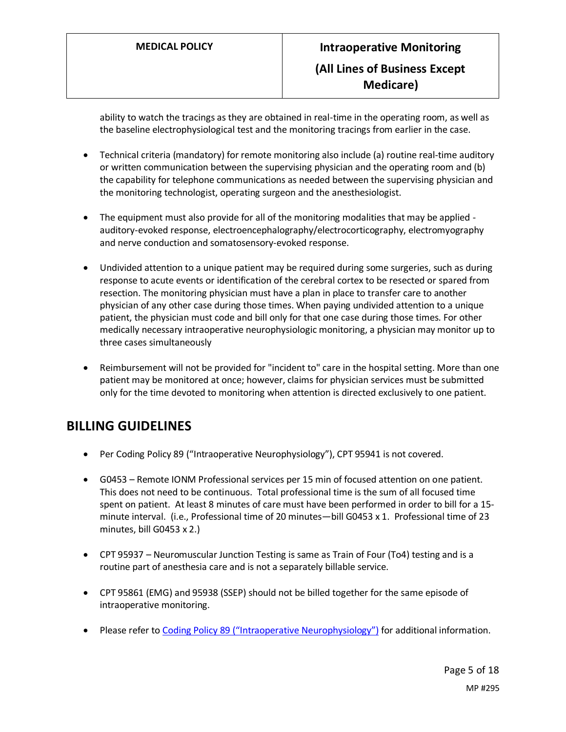ability to watch the tracings as they are obtained in real-time in the operating room, as well as the baseline electrophysiological test and the monitoring tracings from earlier in the case.

- Technical criteria (mandatory) for remote monitoring also include (a) routine real-time auditory or written communication between the supervising physician and the operating room and (b) the capability for telephone communications as needed between the supervising physician and the monitoring technologist, operating surgeon and the anesthesiologist.

- The equipment must also provide for all of the monitoring modalities that may be applied - auditory-evoked response, electroencephalography/electrocorticography, electromyography and nerve conduction and somatosensory-evoked response.

- Undivided attention to a unique patient may be required during some surgeries, such as during response to acute events or identification of the cerebral cortex to be resected or spared from resection. The monitoring physician must have a plan in place to transfer care to another physician of any other case during those times. When paying undivided attention to a unique patient, the physician must code and bill only for that one case during those times. For other medically necessary intraoperative neurophysiologic monitoring, a physician may monitor up to three cases simultaneously

- Reimbursement will not be provided for "incident to" care in the hospital setting. More than one patient may be monitored at once; however, claims for physician services must be submitted only for the time devoted to monitoring when attention is directed exclusively to one patient.

## BILLING GUIDELINES

- Per Coding Policy 89 ("Intraoperative Neurophysiology"), CPT 95941 is not covered.

- G0453 – Remote IONM Professional services per 15 min of focused attention on one patient. This does not need to be continuous. Total professional time is the sum of all focused time spent on patient. At least 8 minutes of care must have been performed in order to bill for a 15-minute interval. (i.e., Professional time of 20 minutes—bill G0453 x 1. Professional time of 23 minutes, bill G0453 x 2.)

- CPT 95937 – Neuromuscular Junction Testing is same as Train of Four (To4) testing and is a routine part of anesthesia care and is not a separately billable service.

- CPT 95861 (EMG) and 95938 (SSEP) should not be billed together for the same episode of intraoperative monitoring.

- Please refer to Coding Policy 89 ("Intraoperative Neurophysiology") for additional information.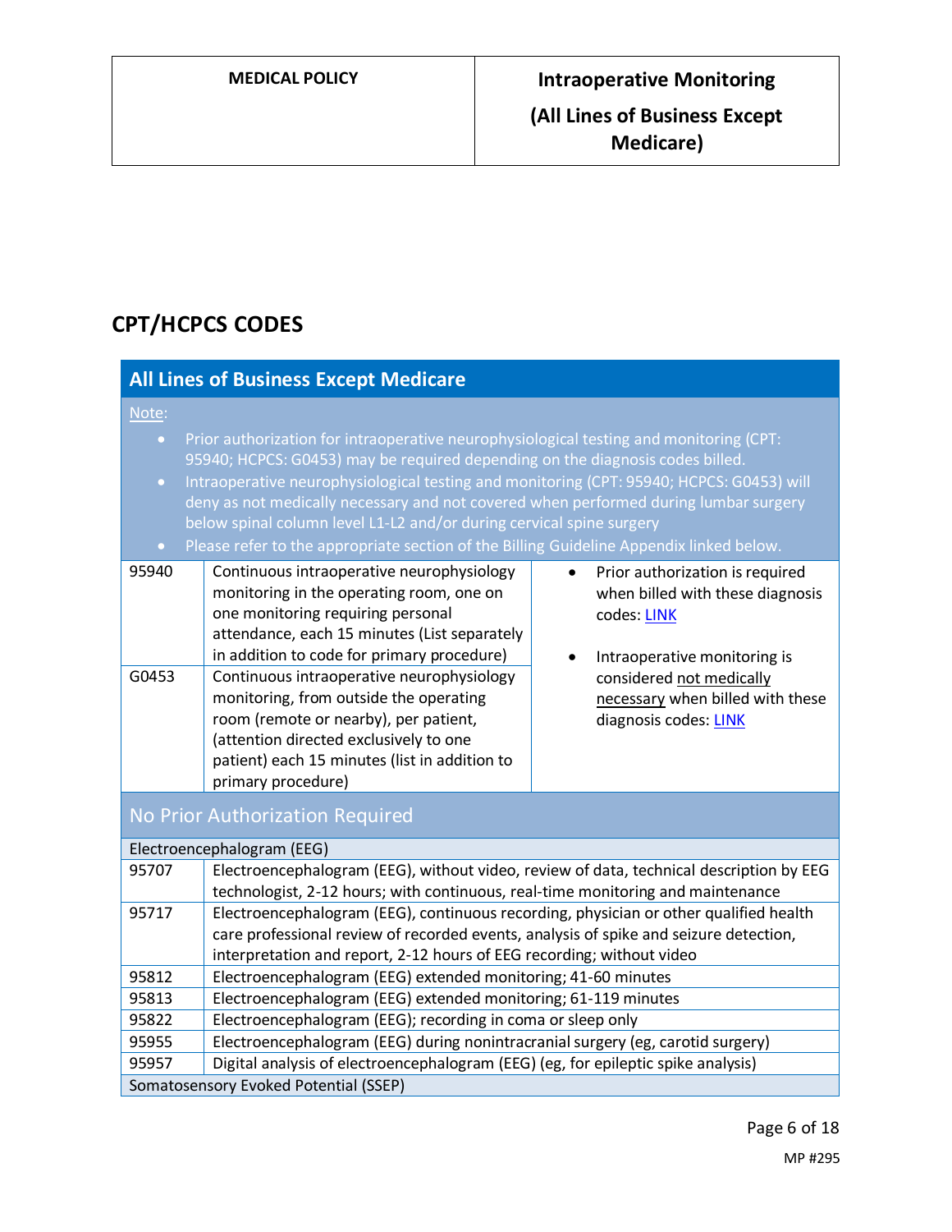## CPT/HCPCS CODES

| All Lines of Business Except Medicare | | |
|---|---|---|
| Note:<br>• Prior authorization for intraoperative neurophysiological testing and monitoring (CPT: 95940; HCPCS: G0453) may be required depending on the diagnosis codes billed.<br>• Intraoperative neurophysiological testing and monitoring (CPT: 95940; HCPCS: G0453) will deny as not medically necessary and not covered when performed during lumbar surgery below spinal column level L1-L2 and/or during cervical spine surgery<br>• Please refer to the appropriate section of the Billing Guideline Appendix linked below. | | |
| 95940 | Continuous intraoperative neurophysiology monitoring in the operating room, one on one monitoring requiring personal attendance, each 15 minutes (List separately in addition to code for primary procedure) | • Prior authorization is required when billed with these diagnosis codes: LINK<br>• Intraoperative monitoring is considered not medically necessary when billed with these diagnosis codes: LINK |
| G0453 | Continuous intraoperative neurophysiology monitoring, from outside the operating room (remote or nearby), per patient, (attention directed exclusively to one patient) each 15 minutes (list in addition to primary procedure) | |
| **No Prior Authorization Required** | | |
| Electroencephalogram (EEG) | | |
| 95707 | Electroencephalogram (EEG), without video, review of data, technical description by EEG technologist, 2-12 hours; with continuous, real-time monitoring and maintenance | |
| 95717 | Electroencephalogram (EEG), continuous recording, physician or other qualified health care professional review of recorded events, analysis of spike and seizure detection, interpretation and report, 2-12 hours of EEG recording; without video | |
| 95812 | Electroencephalogram (EEG) extended monitoring; 41-60 minutes | |
| 95813 | Electroencephalogram (EEG) extended monitoring; 61-119 minutes | |
| 95822 | Electroencephalogram (EEG); recording in coma or sleep only | |
| 95955 | Electroencephalogram (EEG) during nonintracranial surgery (eg, carotid surgery) | |
| 95957 | Digital analysis of electroencephalogram (EEG) (eg, for epileptic spike analysis) | |
| Somatosensory Evoked Potential (SSEP) | | |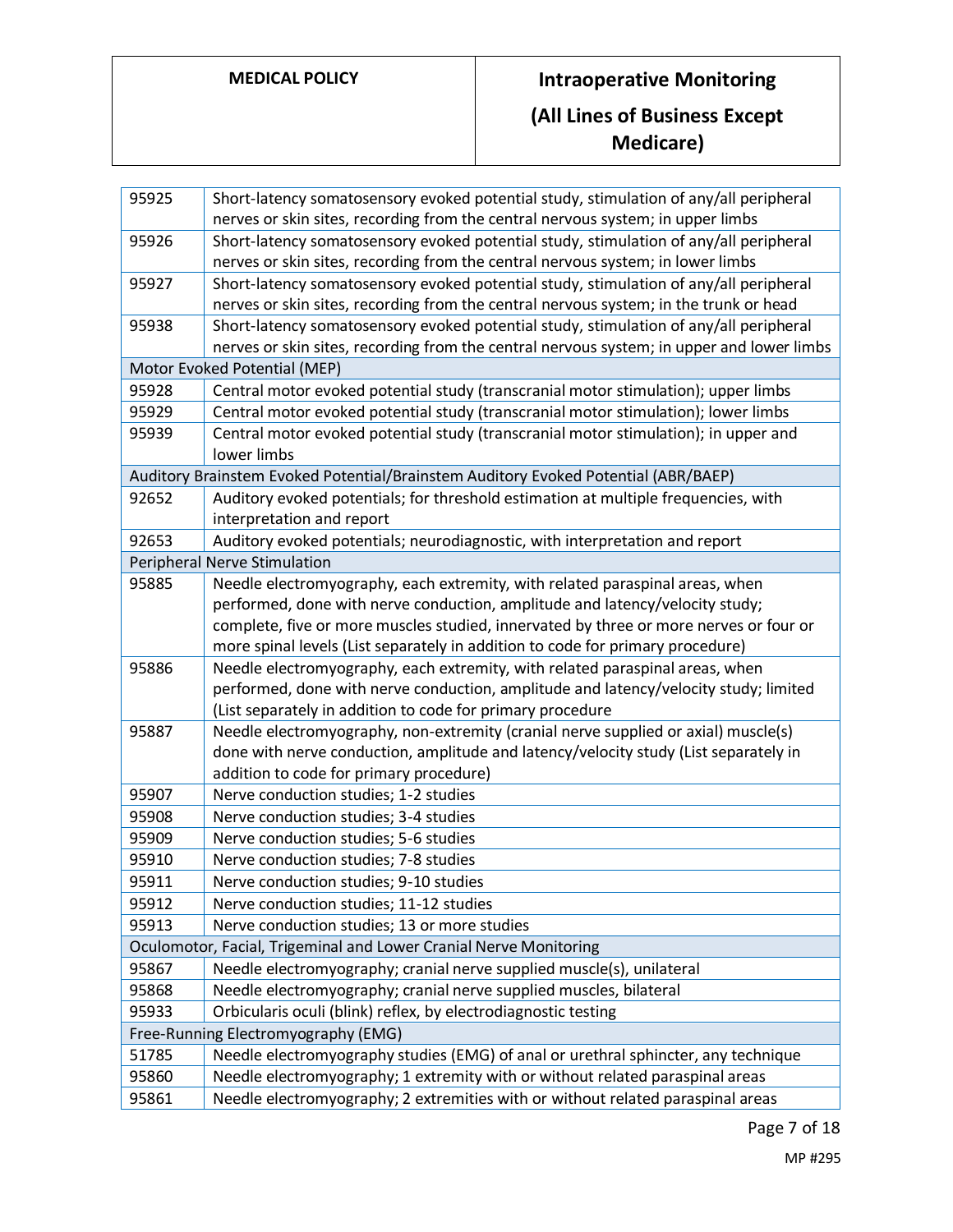| | |
|---|---|
| 95925 | Short-latency somatosensory evoked potential study, stimulation of any/all peripheral nerves or skin sites, recording from the central nervous system; in upper limbs |
| 95926 | Short-latency somatosensory evoked potential study, stimulation of any/all peripheral nerves or skin sites, recording from the central nervous system; in lower limbs |
| 95927 | Short-latency somatosensory evoked potential study, stimulation of any/all peripheral nerves or skin sites, recording from the central nervous system; in the trunk or head |
| 95938 | Short-latency somatosensory evoked potential study, stimulation of any/all peripheral nerves or skin sites, recording from the central nervous system; in upper and lower limbs |
| Motor Evoked Potential (MEP) | |
| 95928 | Central motor evoked potential study (transcranial motor stimulation); upper limbs |
| 95929 | Central motor evoked potential study (transcranial motor stimulation); lower limbs |
| 95939 | Central motor evoked potential study (transcranial motor stimulation); in upper and lower limbs |
| Auditory Brainstem Evoked Potential/Brainstem Auditory Evoked Potential (ABR/BAEP) | |
| 92652 | Auditory evoked potentials; for threshold estimation at multiple frequencies, with interpretation and report |
| 92653 | Auditory evoked potentials; neurodiagnostic, with interpretation and report |
| Peripheral Nerve Stimulation | |
| 95885 | Needle electromyography, each extremity, with related paraspinal areas, when performed, done with nerve conduction, amplitude and latency/velocity study; complete, five or more muscles studied, innervated by three or more nerves or four or more spinal levels (List separately in addition to code for primary procedure) |
| 95886 | Needle electromyography, each extremity, with related paraspinal areas, when performed, done with nerve conduction, amplitude and latency/velocity study; limited (List separately in addition to code for primary procedure |
| 95887 | Needle electromyography, non-extremity (cranial nerve supplied or axial) muscle(s) done with nerve conduction, amplitude and latency/velocity study (List separately in addition to code for primary procedure) |
| 95907 | Nerve conduction studies; 1-2 studies |
| 95908 | Nerve conduction studies; 3-4 studies |
| 95909 | Nerve conduction studies; 5-6 studies |
| 95910 | Nerve conduction studies; 7-8 studies |
| 95911 | Nerve conduction studies; 9-10 studies |
| 95912 | Nerve conduction studies; 11-12 studies |
| 95913 | Nerve conduction studies; 13 or more studies |
| Oculomotor, Facial, Trigeminal and Lower Cranial Nerve Monitoring | |
| 95867 | Needle electromyography; cranial nerve supplied muscle(s), unilateral |
| 95868 | Needle electromyography; cranial nerve supplied muscles, bilateral |
| 95933 | Orbicularis oculi (blink) reflex, by electrodiagnostic testing |
| Free-Running Electromyography (EMG) | |
| 51785 | Needle electromyography studies (EMG) of anal or urethral sphincter, any technique |
| 95860 | Needle electromyography; 1 extremity with or without related paraspinal areas |
| 95861 | Needle electromyography; 2 extremities with or without related paraspinal areas |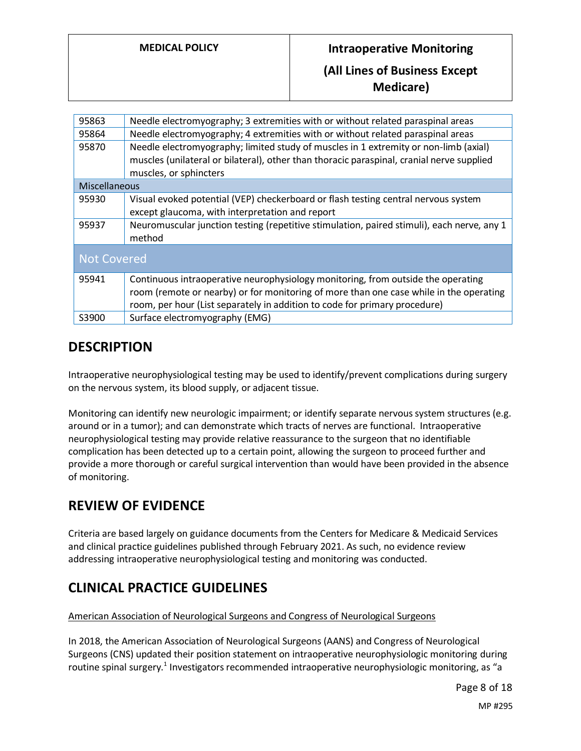| | |
|---|---|
| 95863 | Needle electromyography; 3 extremities with or without related paraspinal areas |
| 95864 | Needle electromyography; 4 extremities with or without related paraspinal areas |
| 95870 | Needle electromyography; limited study of muscles in 1 extremity or non-limb (axial) muscles (unilateral or bilateral), other than thoracic paraspinal, cranial nerve supplied muscles, or sphincters |
| Miscellaneous | |
| 95930 | Visual evoked potential (VEP) checkerboard or flash testing central nervous system except glaucoma, with interpretation and report |
| 95937 | Neuromuscular junction testing (repetitive stimulation, paired stimuli), each nerve, any 1 method |
| **Not Covered** | |
| 95941 | Continuous intraoperative neurophysiology monitoring, from outside the operating room (remote or nearby) or for monitoring of more than one case while in the operating room, per hour (List separately in addition to code for primary procedure) |
| S3900 | Surface electromyography (EMG) |

## DESCRIPTION

Intraoperative neurophysiological testing may be used to identify/prevent complications during surgery on the nervous system, its blood supply, or adjacent tissue.

Monitoring can identify new neurologic impairment; or identify separate nervous system structures (e.g. around or in a tumor); and can demonstrate which tracts of nerves are functional. Intraoperative neurophysiological testing may provide relative reassurance to the surgeon that no identifiable complication has been detected up to a certain point, allowing the surgeon to proceed further and provide a more thorough or careful surgical intervention than would have been provided in the absence of monitoring.

## REVIEW OF EVIDENCE

Criteria are based largely on guidance documents from the Centers for Medicare & Medicaid Services and clinical practice guidelines published through February 2021. As such, no evidence review addressing intraoperative neurophysiological testing and monitoring was conducted.

## CLINICAL PRACTICE GUIDELINES

American Association of Neurological Surgeons and Congress of Neurological Surgeons

In 2018, the American Association of Neurological Surgeons (AANS) and Congress of Neurological Surgeons (CNS) updated their position statement on intraoperative neurophysiologic monitoring during routine spinal surgery.[1] Investigators recommended intraoperative neurophysiologic monitoring, as "a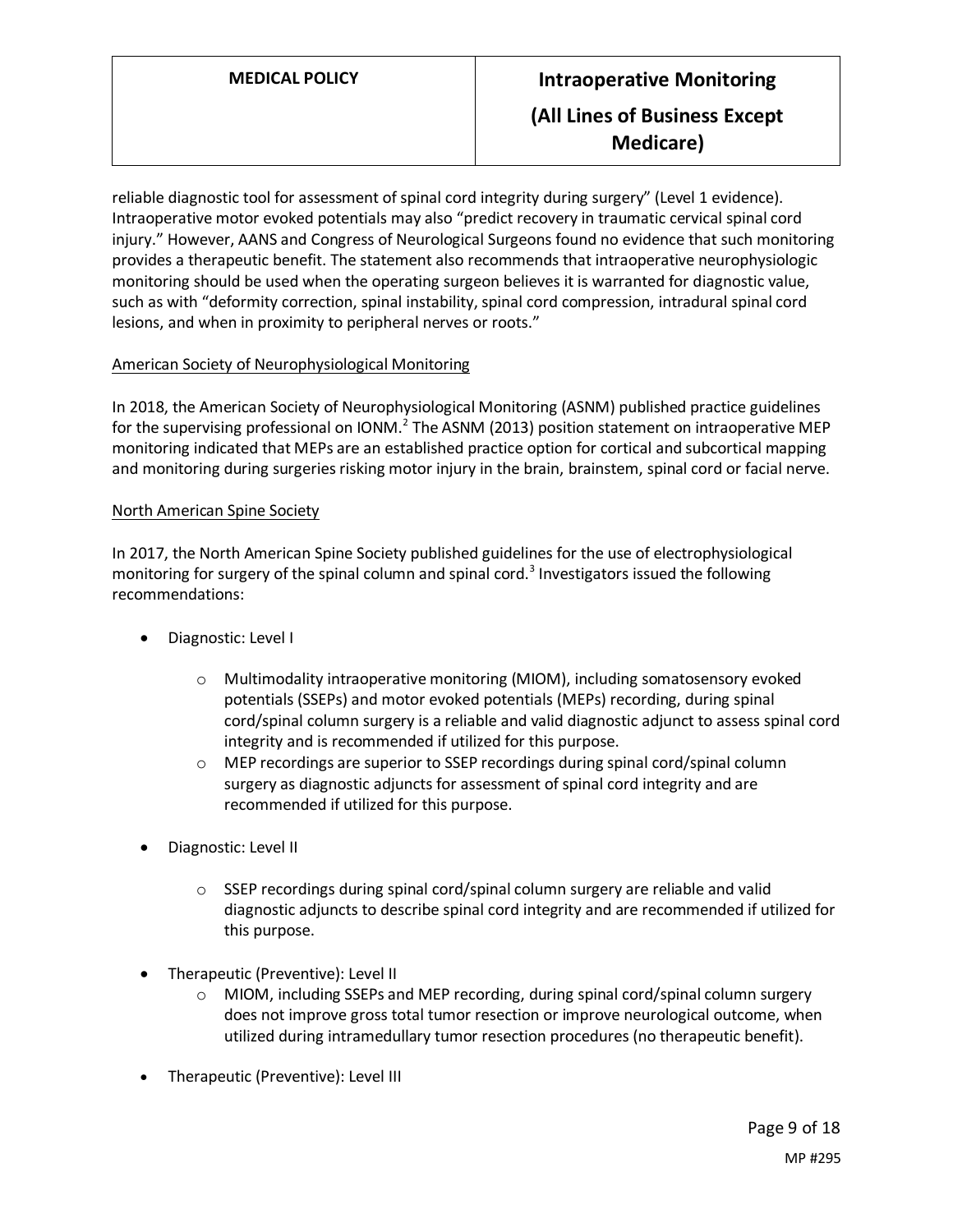reliable diagnostic tool for assessment of spinal cord integrity during surgery" (Level 1 evidence). Intraoperative motor evoked potentials may also "predict recovery in traumatic cervical spinal cord injury." However, AANS and Congress of Neurological Surgeons found no evidence that such monitoring provides a therapeutic benefit. The statement also recommends that intraoperative neurophysiologic monitoring should be used when the operating surgeon believes it is warranted for diagnostic value, such as with "deformity correction, spinal instability, spinal cord compression, intradural spinal cord lesions, and when in proximity to peripheral nerves or roots."

American Society of Neurophysiological Monitoring

In 2018, the American Society of Neurophysiological Monitoring (ASNM) published practice guidelines for the supervising professional on IONM.[2] The ASNM (2013) position statement on intraoperative MEP monitoring indicated that MEPs are an established practice option for cortical and subcortical mapping and monitoring during surgeries risking motor injury in the brain, brainstem, spinal cord or facial nerve.

North American Spine Society

In 2017, the North American Spine Society published guidelines for the use of electrophysiological monitoring for surgery of the spinal column and spinal cord.[3] Investigators issued the following recommendations:

- Diagnostic: Level I
  - Multimodality intraoperative monitoring (MIOM), including somatosensory evoked potentials (SSEPs) and motor evoked potentials (MEPs) recording, during spinal cord/spinal column surgery is a reliable and valid diagnostic adjunct to assess spinal cord integrity and is recommended if utilized for this purpose.
  - MEP recordings are superior to SSEP recordings during spinal cord/spinal column surgery as diagnostic adjuncts for assessment of spinal cord integrity and are recommended if utilized for this purpose.
- Diagnostic: Level II
  - SSEP recordings during spinal cord/spinal column surgery are reliable and valid diagnostic adjuncts to describe spinal cord integrity and are recommended if utilized for this purpose.
- Therapeutic (Preventive): Level II
  - MIOM, including SSEPs and MEP recording, during spinal cord/spinal column surgery does not improve gross total tumor resection or improve neurological outcome, when utilized during intramedullary tumor resection procedures (no therapeutic benefit).
- Therapeutic (Preventive): Level III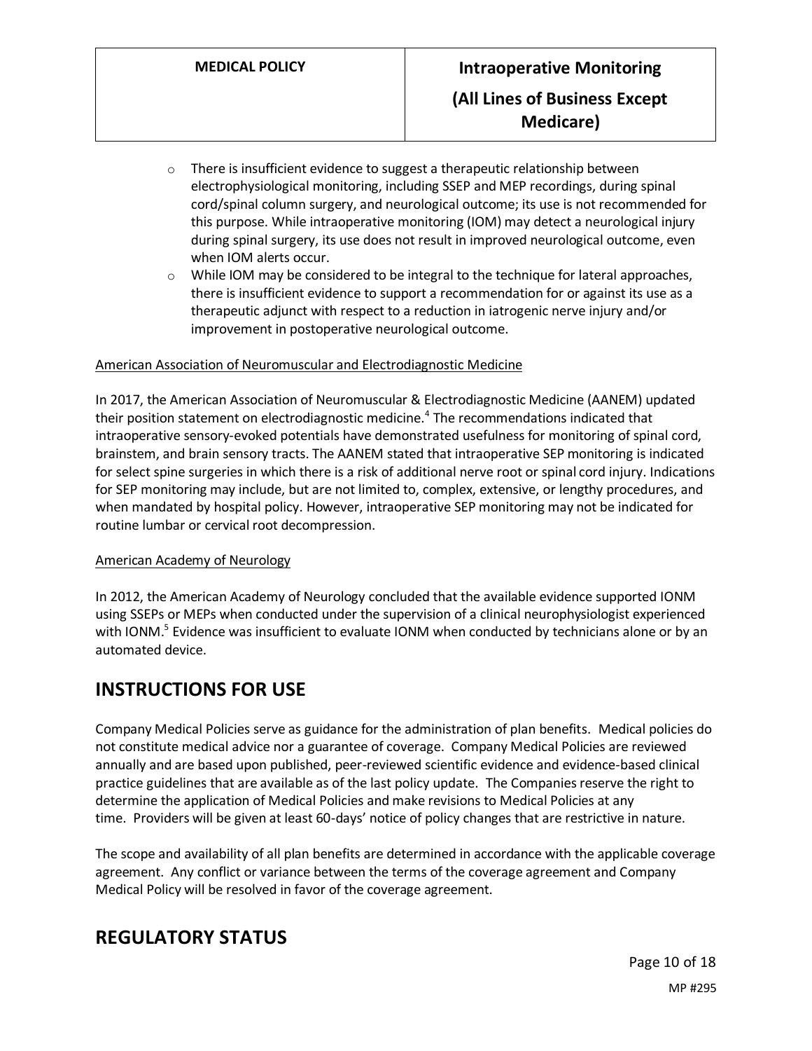- There is insufficient evidence to suggest a therapeutic relationship between electrophysiological monitoring, including SSEP and MEP recordings, during spinal cord/spinal column surgery, and neurological outcome; its use is not recommended for this purpose. While intraoperative monitoring (IOM) may detect a neurological injury during spinal surgery, its use does not result in improved neurological outcome, even when IOM alerts occur.
- While IOM may be considered to be integral to the technique for lateral approaches, there is insufficient evidence to support a recommendation for or against its use as a therapeutic adjunct with respect to a reduction in iatrogenic nerve injury and/or improvement in postoperative neurological outcome.

American Association of Neuromuscular and Electrodiagnostic Medicine

In 2017, the American Association of Neuromuscular & Electrodiagnostic Medicine (AANEM) updated their position statement on electrodiagnostic medicine.[4] The recommendations indicated that intraoperative sensory-evoked potentials have demonstrated usefulness for monitoring of spinal cord, brainstem, and brain sensory tracts. The AANEM stated that intraoperative SEP monitoring is indicated for select spine surgeries in which there is a risk of additional nerve root or spinal cord injury. Indications for SEP monitoring may include, but are not limited to, complex, extensive, or lengthy procedures, and when mandated by hospital policy. However, intraoperative SEP monitoring may not be indicated for routine lumbar or cervical root decompression.

American Academy of Neurology

In 2012, the American Academy of Neurology concluded that the available evidence supported IONM using SSEPs or MEPs when conducted under the supervision of a clinical neurophysiologist experienced with IONM.[5] Evidence was insufficient to evaluate IONM when conducted by technicians alone or by an automated device.

## INSTRUCTIONS FOR USE

Company Medical Policies serve as guidance for the administration of plan benefits. Medical policies do not constitute medical advice nor a guarantee of coverage. Company Medical Policies are reviewed annually and are based upon published, peer-reviewed scientific evidence and evidence-based clinical practice guidelines that are available as of the last policy update. The Companies reserve the right to determine the application of Medical Policies and make revisions to Medical Policies at any time. Providers will be given at least 60-days' notice of policy changes that are restrictive in nature.

The scope and availability of all plan benefits are determined in accordance with the applicable coverage agreement. Any conflict or variance between the terms of the coverage agreement and Company Medical Policy will be resolved in favor of the coverage agreement.

## REGULATORY STATUS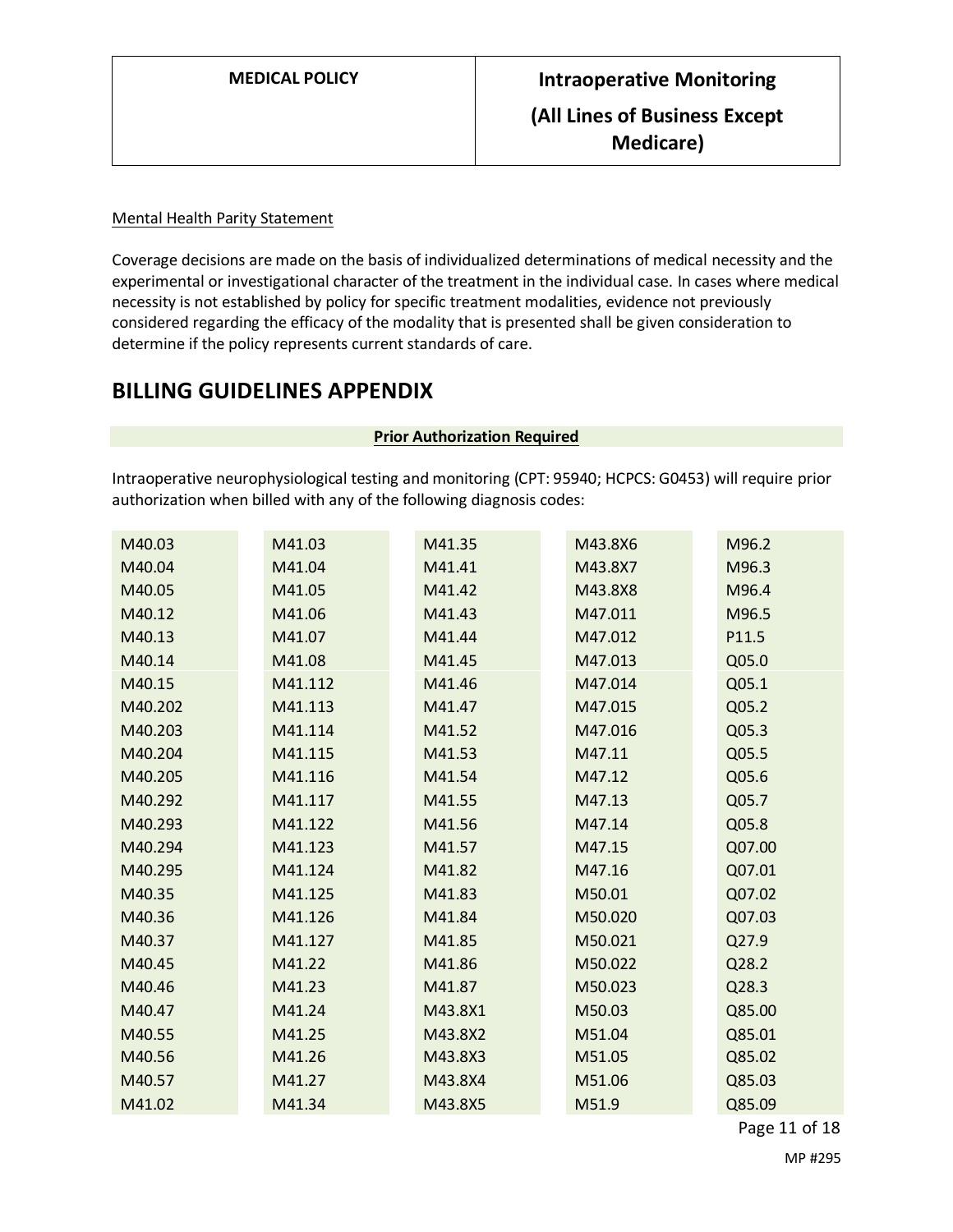Mental Health Parity Statement

Coverage decisions are made on the basis of individualized determinations of medical necessity and the experimental or investigational character of the treatment in the individual case. In cases where medical necessity is not established by policy for specific treatment modalities, evidence not previously considered regarding the efficacy of the modality that is presented shall be given consideration to determine if the policy represents current standards of care.

# BILLING GUIDELINES APPENDIX

**Prior Authorization Required**

Intraoperative neurophysiological testing and monitoring (CPT: 95940; HCPCS: G0453) will require prior authorization when billed with any of the following diagnosis codes:

| | | | | |
|---|---|---|---|---|
| M40.03 | M41.03 | M41.35 | M43.8X6 | M96.2 |
| M40.04 | M41.04 | M41.41 | M43.8X7 | M96.3 |
| M40.05 | M41.05 | M41.42 | M43.8X8 | M96.4 |
| M40.12 | M41.06 | M41.43 | M47.011 | M96.5 |
| M40.13 | M41.07 | M41.44 | M47.012 | P11.5 |
| M40.14 | M41.08 | M41.45 | M47.013 | Q05.0 |
| M40.15 | M41.112 | M41.46 | M47.014 | Q05.1 |
| M40.202 | M41.113 | M41.47 | M47.015 | Q05.2 |
| M40.203 | M41.114 | M41.52 | M47.016 | Q05.3 |
| M40.204 | M41.115 | M41.53 | M47.11 | Q05.5 |
| M40.205 | M41.116 | M41.54 | M47.12 | Q05.6 |
| M40.292 | M41.117 | M41.55 | M47.13 | Q05.7 |
| M40.293 | M41.122 | M41.56 | M47.14 | Q05.8 |
| M40.294 | M41.123 | M41.57 | M47.15 | Q07.00 |
| M40.295 | M41.124 | M41.82 | M47.16 | Q07.01 |
| M40.35 | M41.125 | M41.83 | M50.01 | Q07.02 |
| M40.36 | M41.126 | M41.84 | M50.020 | Q07.03 |
| M40.37 | M41.127 | M41.85 | M50.021 | Q27.9 |
| M40.45 | M41.22 | M41.86 | M50.022 | Q28.2 |
| M40.46 | M41.23 | M41.87 | M50.023 | Q28.3 |
| M40.47 | M41.24 | M43.8X1 | M50.03 | Q85.00 |
| M40.55 | M41.25 | M43.8X2 | M51.04 | Q85.01 |
| M40.56 | M41.26 | M43.8X3 | M51.05 | Q85.02 |
| M40.57 | M41.27 | M43.8X4 | M51.06 | Q85.03 |
| M41.02 | M41.34 | M43.8X5 | M51.9 | Q85.09 |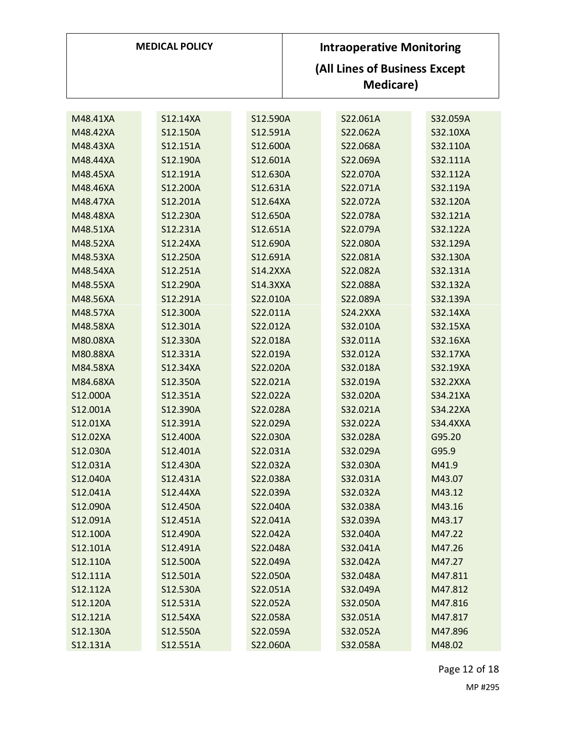| | | | | |
|---|---|---|---|---|
| M48.41XA | S12.14XA | S12.590A | S22.061A | S32.059A |
| M48.42XA | S12.150A | S12.591A | S22.062A | S32.10XA |
| M48.43XA | S12.151A | S12.600A | S22.068A | S32.110A |
| M48.44XA | S12.190A | S12.601A | S22.069A | S32.111A |
| M48.45XA | S12.191A | S12.630A | S22.070A | S32.112A |
| M48.46XA | S12.200A | S12.631A | S22.071A | S32.119A |
| M48.47XA | S12.201A | S12.64XA | S22.072A | S32.120A |
| M48.48XA | S12.230A | S12.650A | S22.078A | S32.121A |
| M48.51XA | S12.231A | S12.651A | S22.079A | S32.122A |
| M48.52XA | S12.24XA | S12.690A | S22.080A | S32.129A |
| M48.53XA | S12.250A | S12.691A | S22.081A | S32.130A |
| M48.54XA | S12.251A | S14.2XXA | S22.082A | S32.131A |
| M48.55XA | S12.290A | S14.3XXA | S22.088A | S32.132A |
| M48.56XA | S12.291A | S22.010A | S22.089A | S32.139A |
| M48.57XA | S12.300A | S22.011A | S24.2XXA | S32.14XA |
| M48.58XA | S12.301A | S22.012A | S32.010A | S32.15XA |
| M80.08XA | S12.330A | S22.018A | S32.011A | S32.16XA |
| M80.88XA | S12.331A | S22.019A | S32.012A | S32.17XA |
| M84.58XA | S12.34XA | S22.020A | S32.018A | S32.19XA |
| M84.68XA | S12.350A | S22.021A | S32.019A | S32.2XXA |
| S12.000A | S12.351A | S22.022A | S32.020A | S34.21XA |
| S12.001A | S12.390A | S22.028A | S32.021A | S34.22XA |
| S12.01XA | S12.391A | S22.029A | S32.022A | S34.4XXA |
| S12.02XA | S12.400A | S22.030A | S32.028A | G95.20 |
| S12.030A | S12.401A | S22.031A | S32.029A | G95.9 |
| S12.031A | S12.430A | S22.032A | S32.030A | M41.9 |
| S12.040A | S12.431A | S22.038A | S32.031A | M43.07 |
| S12.041A | S12.44XA | S22.039A | S32.032A | M43.12 |
| S12.090A | S12.450A | S22.040A | S32.038A | M43.16 |
| S12.091A | S12.451A | S22.041A | S32.039A | M43.17 |
| S12.100A | S12.490A | S22.042A | S32.040A | M47.22 |
| S12.101A | S12.491A | S22.048A | S32.041A | M47.26 |
| S12.110A | S12.500A | S22.049A | S32.042A | M47.27 |
| S12.111A | S12.501A | S22.050A | S32.048A | M47.811 |
| S12.112A | S12.530A | S22.051A | S32.049A | M47.812 |
| S12.120A | S12.531A | S22.052A | S32.050A | M47.816 |
| S12.121A | S12.54XA | S22.058A | S32.051A | M47.817 |
| S12.130A | S12.550A | S22.059A | S32.052A | M47.896 |
| S12.131A | S12.551A | S22.060A | S32.058A | M48.02 |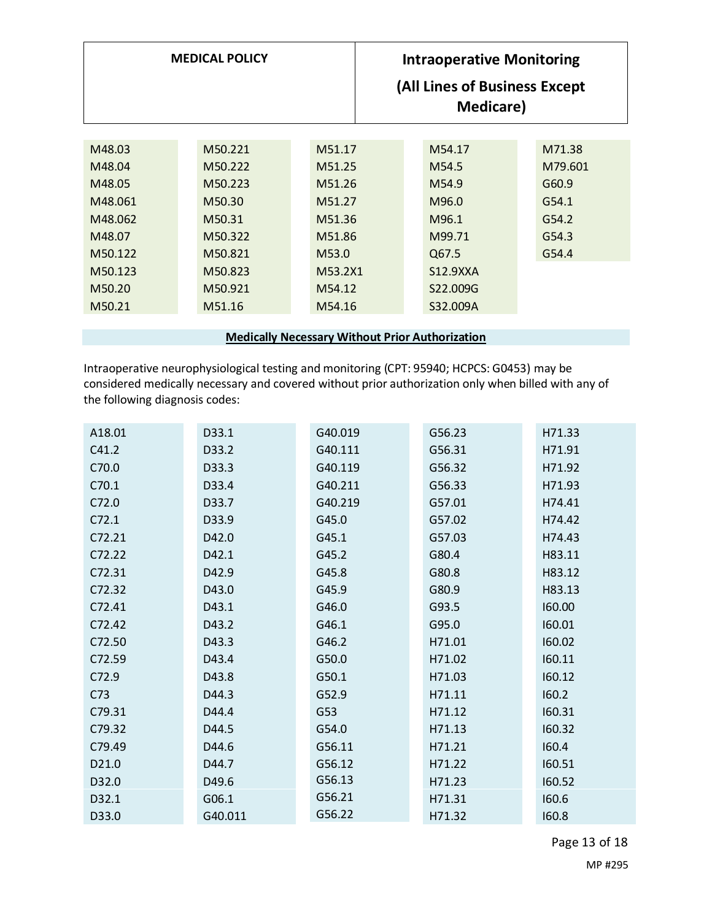| | | | | |
|---|---|---|---|---|
| M48.03 | M50.221 | M51.17 | M54.17 | M71.38 |
| M48.04 | M50.222 | M51.25 | M54.5 | M79.601 |
| M48.05 | M50.223 | M51.26 | M54.9 | G60.9 |
| M48.061 | M50.30 | M51.27 | M96.0 | G54.1 |
| M48.062 | M50.31 | M51.36 | M96.1 | G54.2 |
| M48.07 | M50.322 | M51.86 | M99.71 | G54.3 |
| M50.122 | M50.821 | M53.0 | Q67.5 | G54.4 |
| M50.123 | M50.823 | M53.2X1 | S12.9XXA | |
| M50.20 | M50.921 | M54.12 | S22.009G | |
| M50.21 | M51.16 | M54.16 | S32.009A | |

**Medically Necessary Without Prior Authorization**

Intraoperative neurophysiological testing and monitoring (CPT: 95940; HCPCS: G0453) may be considered medically necessary and covered without prior authorization only when billed with any of the following diagnosis codes:

| | | | | |
|---|---|---|---|---|
| A18.01 | D33.1 | G40.019 | G56.23 | H71.33 |
| C41.2 | D33.2 | G40.111 | G56.31 | H71.91 |
| C70.0 | D33.3 | G40.119 | G56.32 | H71.92 |
| C70.1 | D33.4 | G40.211 | G56.33 | H71.93 |
| C72.0 | D33.7 | G40.219 | G57.01 | H74.41 |
| C72.1 | D33.9 | G45.0 | G57.02 | H74.42 |
| C72.21 | D42.0 | G45.1 | G57.03 | H74.43 |
| C72.22 | D42.1 | G45.2 | G80.4 | H83.11 |
| C72.31 | D42.9 | G45.8 | G80.8 | H83.12 |
| C72.32 | D43.0 | G45.9 | G80.9 | H83.13 |
| C72.41 | D43.1 | G46.0 | G93.5 | I60.00 |
| C72.42 | D43.2 | G46.1 | G95.0 | I60.01 |
| C72.50 | D43.3 | G46.2 | H71.01 | I60.02 |
| C72.59 | D43.4 | G50.0 | H71.02 | I60.11 |
| C72.9 | D43.8 | G50.1 | H71.03 | I60.12 |
| C73 | D44.3 | G52.9 | H71.11 | I60.2 |
| C79.31 | D44.4 | G53 | H71.12 | I60.31 |
| C79.32 | D44.5 | G54.0 | H71.13 | I60.32 |
| C79.49 | D44.6 | G56.11 | H71.21 | I60.4 |
| D21.0 | D44.7 | G56.12 | H71.22 | I60.51 |
| D32.0 | D49.6 | G56.13 | H71.23 | I60.52 |
| D32.1 | G06.1 | G56.21 | H71.31 | I60.6 |
| D33.0 | G40.011 | G56.22 | H71.32 | I60.8 |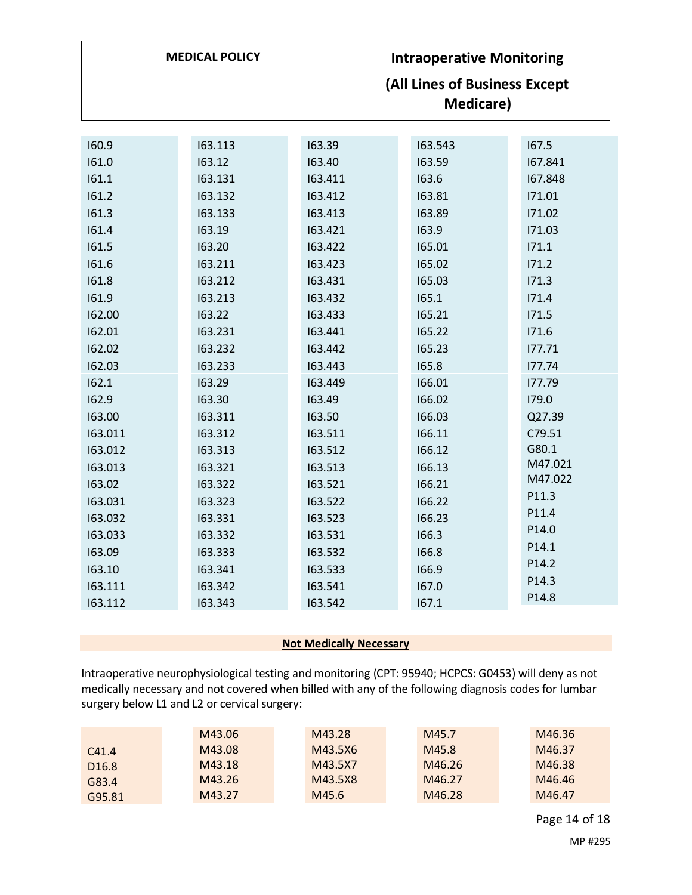| | | | | |
|---|---|---|---|---|
| I60.9 | I63.113 | I63.39 | I63.543 | I67.5 |
| I61.0 | I63.12 | I63.40 | I63.59 | I67.841 |
| I61.1 | I63.131 | I63.411 | I63.6 | I67.848 |
| I61.2 | I63.132 | I63.412 | I63.81 | I71.01 |
| I61.3 | I63.133 | I63.413 | I63.89 | I71.02 |
| I61.4 | I63.19 | I63.421 | I63.9 | I71.03 |
| I61.5 | I63.20 | I63.422 | I65.01 | I71.1 |
| I61.6 | I63.211 | I63.423 | I65.02 | I71.2 |
| I61.8 | I63.212 | I63.431 | I65.03 | I71.3 |
| I61.9 | I63.213 | I63.432 | I65.1 | I71.4 |
| I62.00 | I63.22 | I63.433 | I65.21 | I71.5 |
| I62.01 | I63.231 | I63.441 | I65.22 | I71.6 |
| I62.02 | I63.232 | I63.442 | I65.23 | I77.71 |
| I62.03 | I63.233 | I63.443 | I65.8 | I77.74 |
| I62.1 | I63.29 | I63.449 | I66.01 | I77.79 |
| I62.9 | I63.30 | I63.49 | I66.02 | I79.0 |
| I63.00 | I63.311 | I63.50 | I66.03 | Q27.39 |
| I63.011 | I63.312 | I63.511 | I66.11 | C79.51 |
| I63.012 | I63.313 | I63.512 | I66.12 | G80.1 |
| I63.013 | I63.321 | I63.513 | I66.13 | M47.021 |
| I63.02 | I63.322 | I63.521 | I66.21 | M47.022 |
| I63.031 | I63.323 | I63.522 | I66.22 | P11.3 |
| I63.032 | I63.331 | I63.523 | I66.23 | P11.4 |
| I63.033 | I63.332 | I63.531 | I66.3 | P14.0 |
| I63.09 | I63.333 | I63.532 | I66.8 | P14.1 |
| I63.10 | I63.341 | I63.533 | I66.9 | P14.2 |
| I63.111 | I63.342 | I63.541 | I67.0 | P14.3 |
| I63.112 | I63.343 | I63.542 | I67.1 | P14.8 |

**Not Medically Necessary**

Intraoperative neurophysiological testing and monitoring (CPT: 95940; HCPCS: G0453) will deny as not medically necessary and not covered when billed with any of the following diagnosis codes for lumbar surgery below L1 and L2 or cervical surgery:

| | | | | |
|---|---|---|---|---|
| C41.4 | M43.06 | M43.28 | M45.7 | M46.36 |
| D16.8 | M43.08 | M43.5X6 | M45.8 | M46.37 |
| G83.4 | M43.18 | M43.5X7 | M46.26 | M46.38 |
| G95.81 | M43.26 | M43.5X8 | M46.27 | M46.46 |
| | M43.27 | M45.6 | M46.28 | M46.47 |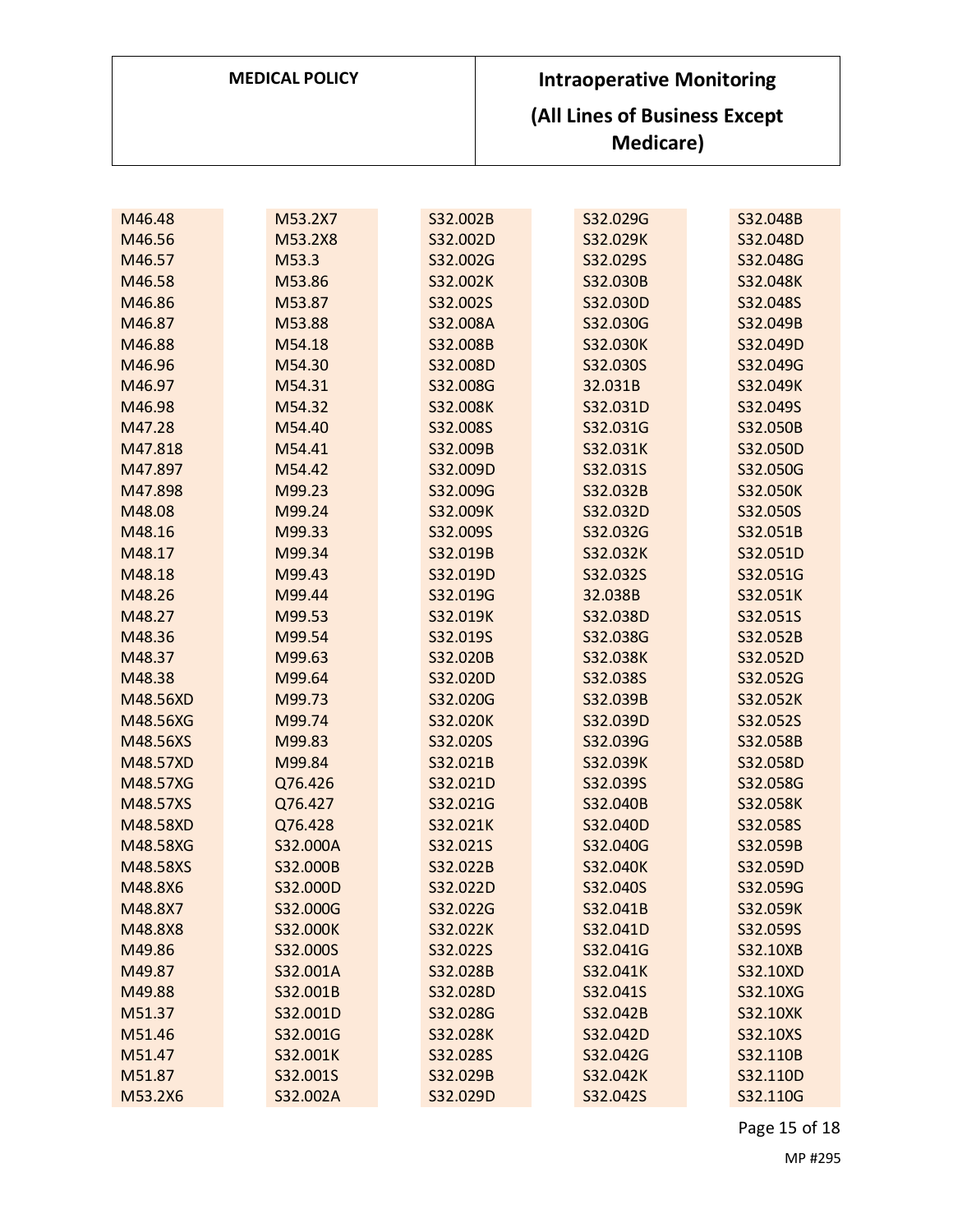| | | | | |
|---|---|---|---|---|
| M46.48 | M53.2X7 | S32.002B | S32.029G | S32.048B |
| M46.56 | M53.2X8 | S32.002D | S32.029K | S32.048D |
| M46.57 | M53.3 | S32.002G | S32.029S | S32.048G |
| M46.58 | M53.86 | S32.002K | S32.030B | S32.048K |
| M46.86 | M53.87 | S32.002S | S32.030D | S32.048S |
| M46.87 | M53.88 | S32.008A | S32.030G | S32.049B |
| M46.88 | M54.18 | S32.008B | S32.030K | S32.049D |
| M46.96 | M54.30 | S32.008D | S32.030S | S32.049G |
| M46.97 | M54.31 | S32.008G | 32.031B | S32.049K |
| M46.98 | M54.32 | S32.008K | S32.031D | S32.049S |
| M47.28 | M54.40 | S32.008S | S32.031G | S32.050B |
| M47.818 | M54.41 | S32.009B | S32.031K | S32.050D |
| M47.897 | M54.42 | S32.009D | S32.031S | S32.050G |
| M47.898 | M99.23 | S32.009G | S32.032B | S32.050K |
| M48.08 | M99.24 | S32.009K | S32.032D | S32.050S |
| M48.16 | M99.33 | S32.009S | S32.032G | S32.051B |
| M48.17 | M99.34 | S32.019B | S32.032K | S32.051D |
| M48.18 | M99.43 | S32.019D | S32.032S | S32.051G |
| M48.26 | M99.44 | S32.019G | 32.038B | S32.051K |
| M48.27 | M99.53 | S32.019K | S32.038D | S32.051S |
| M48.36 | M99.54 | S32.019S | S32.038G | S32.052B |
| M48.37 | M99.63 | S32.020B | S32.038K | S32.052D |
| M48.38 | M99.64 | S32.020D | S32.038S | S32.052G |
| M48.56XD | M99.73 | S32.020G | S32.039B | S32.052K |
| M48.56XG | M99.74 | S32.020K | S32.039D | S32.052S |
| M48.56XS | M99.83 | S32.020S | S32.039G | S32.058B |
| M48.57XD | M99.84 | S32.021B | S32.039K | S32.058D |
| M48.57XG | Q76.426 | S32.021D | S32.039S | S32.058G |
| M48.57XS | Q76.427 | S32.021G | S32.040B | S32.058K |
| M48.58XD | Q76.428 | S32.021K | S32.040D | S32.058S |
| M48.58XG | S32.000A | S32.021S | S32.040G | S32.059B |
| M48.58XS | S32.000B | S32.022B | S32.040K | S32.059D |
| M48.8X6 | S32.000D | S32.022D | S32.040S | S32.059G |
| M48.8X7 | S32.000G | S32.022G | S32.041B | S32.059K |
| M48.8X8 | S32.000K | S32.022K | S32.041D | S32.059S |
| M49.86 | S32.000S | S32.022S | S32.041G | S32.10XB |
| M49.87 | S32.001A | S32.028B | S32.041K | S32.10XD |
| M49.88 | S32.001B | S32.028D | S32.041S | S32.10XG |
| M51.37 | S32.001D | S32.028G | S32.042B | S32.10XK |
| M51.46 | S32.001G | S32.028K | S32.042D | S32.10XS |
| M51.47 | S32.001K | S32.028S | S32.042G | S32.110B |
| M51.87 | S32.001S | S32.029B | S32.042K | S32.110D |
| M53.2X6 | S32.002A | S32.029D | S32.042S | S32.110G |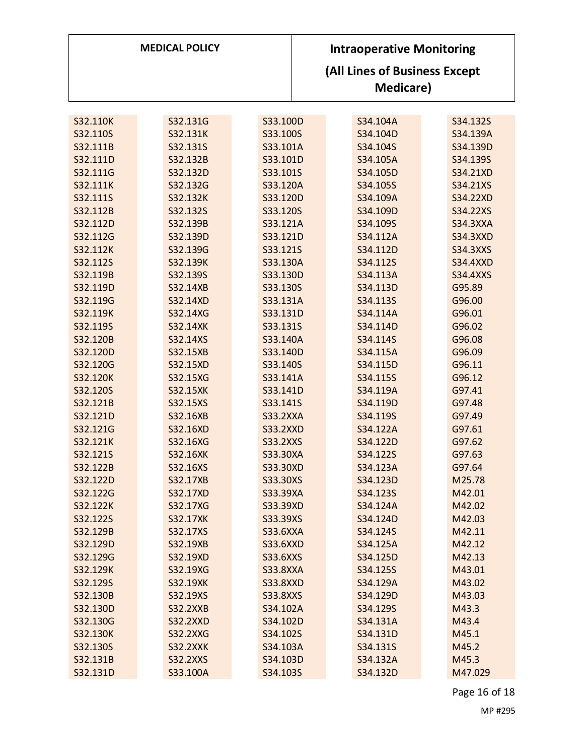| | | | | |
|---|---|---|---|---|
| S32.110K | S32.131G | S33.100D | S34.104A | S34.132S |
| S32.110S | S32.131K | S33.100S | S34.104D | S34.139A |
| S32.111B | S32.131S | S33.101A | S34.104S | S34.139D |
| S32.111D | S32.132B | S33.101D | S34.105A | S34.139S |
| S32.111G | S32.132D | S33.101S | S34.105D | S34.21XD |
| S32.111K | S32.132G | S33.120A | S34.105S | S34.21XS |
| S32.111S | S32.132K | S33.120D | S34.109A | S34.22XD |
| S32.112B | S32.132S | S33.120S | S34.109D | S34.22XS |
| S32.112D | S32.139B | S33.121A | S34.109S | S34.3XXA |
| S32.112G | S32.139D | S33.121D | S34.112A | S34.3XXD |
| S32.112K | S32.139G | S33.121S | S34.112D | S34.3XXS |
| S32.112S | S32.139K | S33.130A | S34.112S | S34.4XXD |
| S32.119B | S32.139S | S33.130D | S34.113A | S34.4XXS |
| S32.119D | S32.14XB | S33.130S | S34.113D | G95.89 |
| S32.119G | S32.14XD | S33.131A | S34.113S | G96.00 |
| S32.119K | S32.14XG | S33.131D | S34.114A | G96.01 |
| S32.119S | S32.14XK | S33.131S | S34.114D | G96.02 |
| S32.120B | S32.14XS | S33.140A | S34.114S | G96.08 |
| S32.120D | S32.15XB | S33.140D | S34.115A | G96.09 |
| S32.120G | S32.15XD | S33.140S | S34.115D | G96.11 |
| S32.120K | S32.15XG | S33.141A | S34.115S | G96.12 |
| S32.120S | S32.15XK | S33.141D | S34.119A | G97.41 |
| S32.121B | S32.15XS | S33.141S | S34.119D | G97.48 |
| S32.121D | S32.16XB | S33.2XXA | S34.119S | G97.49 |
| S32.121G | S32.16XD | S33.2XXD | S34.122A | G97.61 |
| S32.121K | S32.16XG | S33.2XXS | S34.122D | G97.62 |
| S32.121S | S32.16XK | S33.30XA | S34.122S | G97.63 |
| S32.122B | S32.16XS | S33.30XD | S34.123A | G97.64 |
| S32.122D | S32.17XB | S33.30XS | S34.123D | M25.78 |
| S32.122G | S32.17XD | S33.39XA | S34.123S | M42.01 |
| S32.122K | S32.17XG | S33.39XD | S34.124A | M42.02 |
| S32.122S | S32.17XK | S33.39XS | S34.124D | M42.03 |
| S32.129B | S32.17XS | S33.6XXA | S34.124S | M42.11 |
| S32.129D | S32.19XB | S33.6XXD | S34.125A | M42.12 |
| S32.129G | S32.19XD | S33.6XXS | S34.125D | M42.13 |
| S32.129K | S32.19XG | S33.8XXA | S34.125S | M43.01 |
| S32.129S | S32.19XK | S33.8XXD | S34.129A | M43.02 |
| S32.130B | S32.19XS | S33.8XXS | S34.129D | M43.03 |
| S32.130D | S32.2XXB | S34.102A | S34.129S | M43.3 |
| S32.130G | S32.2XXD | S34.102D | S34.131A | M43.4 |
| S32.130K | S32.2XXG | S34.102S | S34.131D | M45.1 |
| S32.130S | S32.2XXK | S34.103A | S34.131S | M45.2 |
| S32.131B | S32.2XXS | S34.103D | S34.132A | M45.3 |
| S32.131D | S33.100A | S34.103S | S34.132D | M47.029 |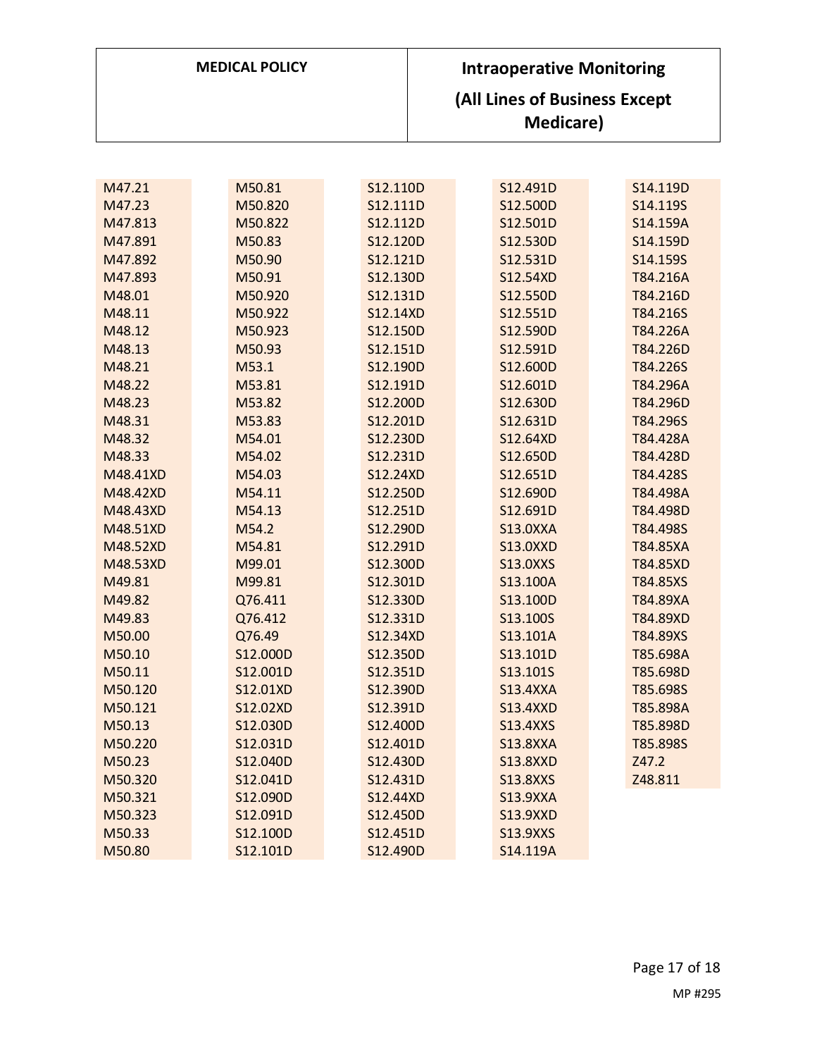| | | | | |
|---|---|---|---|---|
| M47.21 | M50.81 | S12.110D | S12.491D | S14.119D |
| M47.23 | M50.820 | S12.111D | S12.500D | S14.119S |
| M47.813 | M50.822 | S12.112D | S12.501D | S14.159A |
| M47.891 | M50.83 | S12.120D | S12.530D | S14.159D |
| M47.892 | M50.90 | S12.121D | S12.531D | S14.159S |
| M47.893 | M50.91 | S12.130D | S12.54XD | T84.216A |
| M48.01 | M50.920 | S12.131D | S12.550D | T84.216D |
| M48.11 | M50.922 | S12.14XD | S12.551D | T84.216S |
| M48.12 | M50.923 | S12.150D | S12.590D | T84.226A |
| M48.13 | M50.93 | S12.151D | S12.591D | T84.226D |
| M48.21 | M53.1 | S12.190D | S12.600D | T84.226S |
| M48.22 | M53.81 | S12.191D | S12.601D | T84.296A |
| M48.23 | M53.82 | S12.200D | S12.630D | T84.296D |
| M48.31 | M53.83 | S12.201D | S12.631D | T84.296S |
| M48.32 | M54.01 | S12.230D | S12.64XD | T84.428A |
| M48.33 | M54.02 | S12.231D | S12.650D | T84.428D |
| M48.41XD | M54.03 | S12.24XD | S12.651D | T84.428S |
| M48.42XD | M54.11 | S12.250D | S12.690D | T84.498A |
| M48.43XD | M54.13 | S12.251D | S12.691D | T84.498D |
| M48.51XD | M54.2 | S12.290D | S13.0XXA | T84.498S |
| M48.52XD | M54.81 | S12.291D | S13.0XXD | T84.85XA |
| M48.53XD | M99.01 | S12.300D | S13.0XXS | T84.85XD |
| M49.81 | M99.81 | S12.301D | S13.100A | T84.85XS |
| M49.82 | Q76.411 | S12.330D | S13.100D | T84.89XA |
| M49.83 | Q76.412 | S12.331D | S13.100S | T84.89XD |
| M50.00 | Q76.49 | S12.34XD | S13.101A | T84.89XS |
| M50.10 | S12.000D | S12.350D | S13.101D | T85.698A |
| M50.11 | S12.001D | S12.351D | S13.101S | T85.698D |
| M50.120 | S12.01XD | S12.390D | S13.4XXA | T85.698S |
| M50.121 | S12.02XD | S12.391D | S13.4XXD | T85.898A |
| M50.13 | S12.030D | S12.400D | S13.4XXS | T85.898D |
| M50.220 | S12.031D | S12.401D | S13.8XXA | T85.898S |
| M50.23 | S12.040D | S12.430D | S13.8XXD | Z47.2 |
| M50.320 | S12.041D | S12.431D | S13.8XXS | Z48.811 |
| M50.321 | S12.090D | S12.44XD | S13.9XXA | |
| M50.323 | S12.091D | S12.450D | S13.9XXD | |
| M50.33 | S12.100D | S12.451D | S13.9XXS | |
| M50.80 | S12.101D | S12.490D | S14.119A | |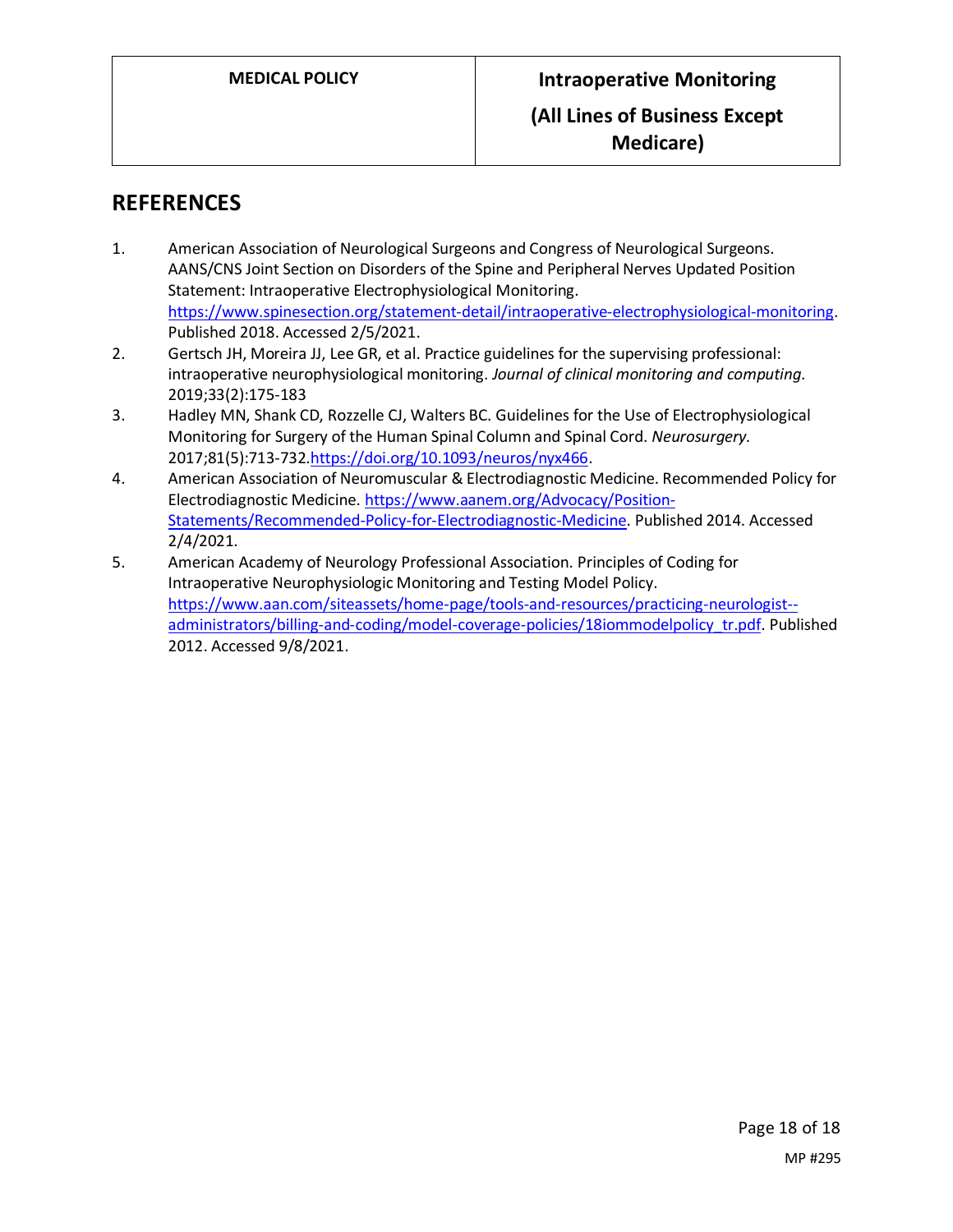## REFERENCES

1. American Association of Neurological Surgeons and Congress of Neurological Surgeons. AANS/CNS Joint Section on Disorders of the Spine and Peripheral Nerves Updated Position Statement: Intraoperative Electrophysiological Monitoring. https://www.spinesection.org/statement-detail/intraoperative-electrophysiological-monitoring. Published 2018. Accessed 2/5/2021.
2. Gertsch JH, Moreira JJ, Lee GR, et al. Practice guidelines for the supervising professional: intraoperative neurophysiological monitoring. *Journal of clinical monitoring and computing.* 2019;33(2):175-183
3. Hadley MN, Shank CD, Rozzelle CJ, Walters BC. Guidelines for the Use of Electrophysiological Monitoring for Surgery of the Human Spinal Column and Spinal Cord. *Neurosurgery.* 2017;81(5):713-732.https://doi.org/10.1093/neuros/nyx466.
4. American Association of Neuromuscular & Electrodiagnostic Medicine. Recommended Policy for Electrodiagnostic Medicine. https://www.aanem.org/Advocacy/Position-Statements/Recommended-Policy-for-Electrodiagnostic-Medicine. Published 2014. Accessed 2/4/2021.
5. American Academy of Neurology Professional Association. Principles of Coding for Intraoperative Neurophysiologic Monitoring and Testing Model Policy. https://www.aan.com/siteassets/home-page/tools-and-resources/practicing-neurologist--administrators/billing-and-coding/model-coverage-policies/18iommodelpolicy_tr.pdf. Published 2012. Accessed 9/8/2021.